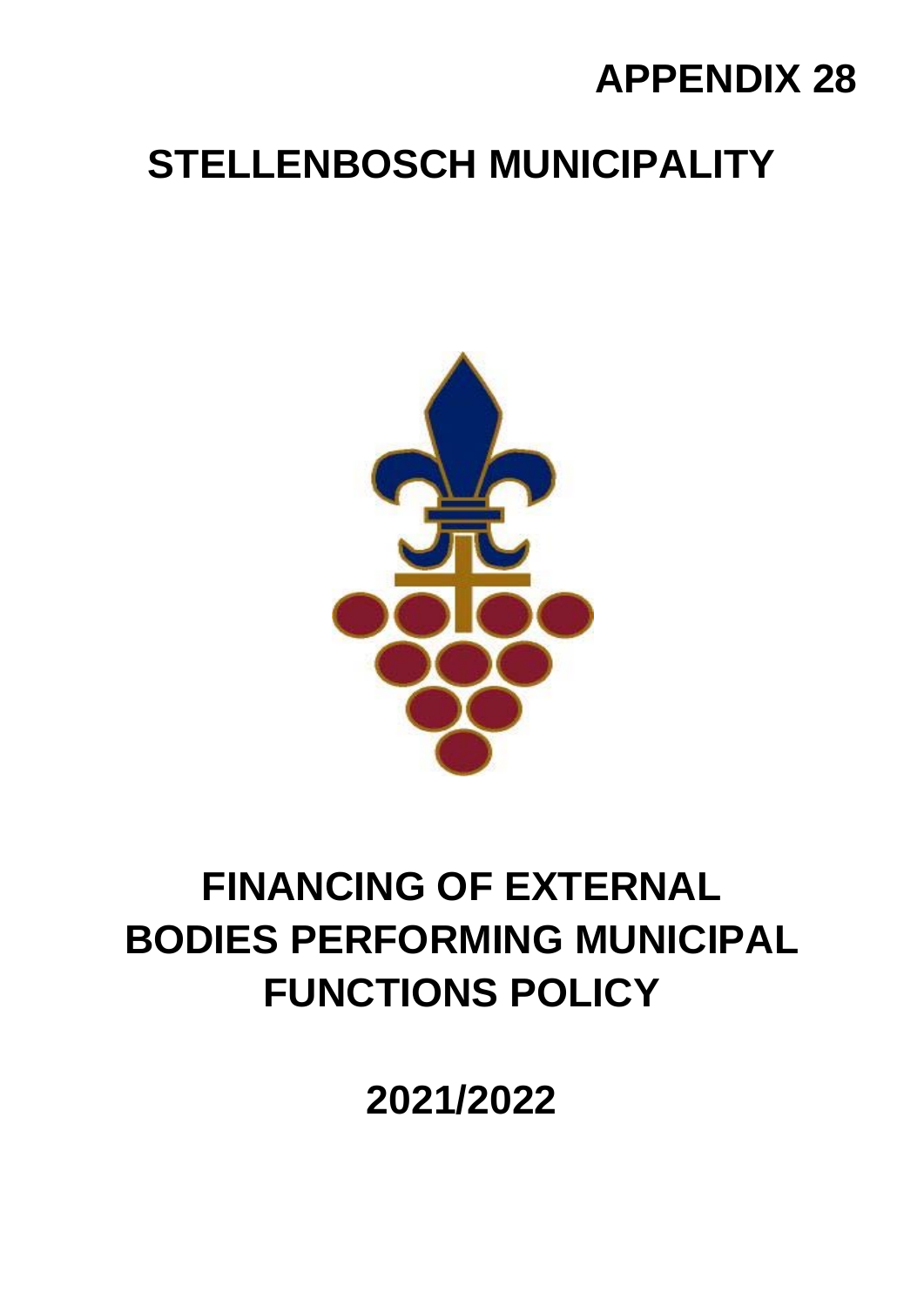**APPENDIX 28**

# STELLENBOSCH MUNICIPALITY

# FINANCING OF EXTERNAL BODIES PERFORMING MUNICIPAL FUNCTIONS POLICY

## 2021/2022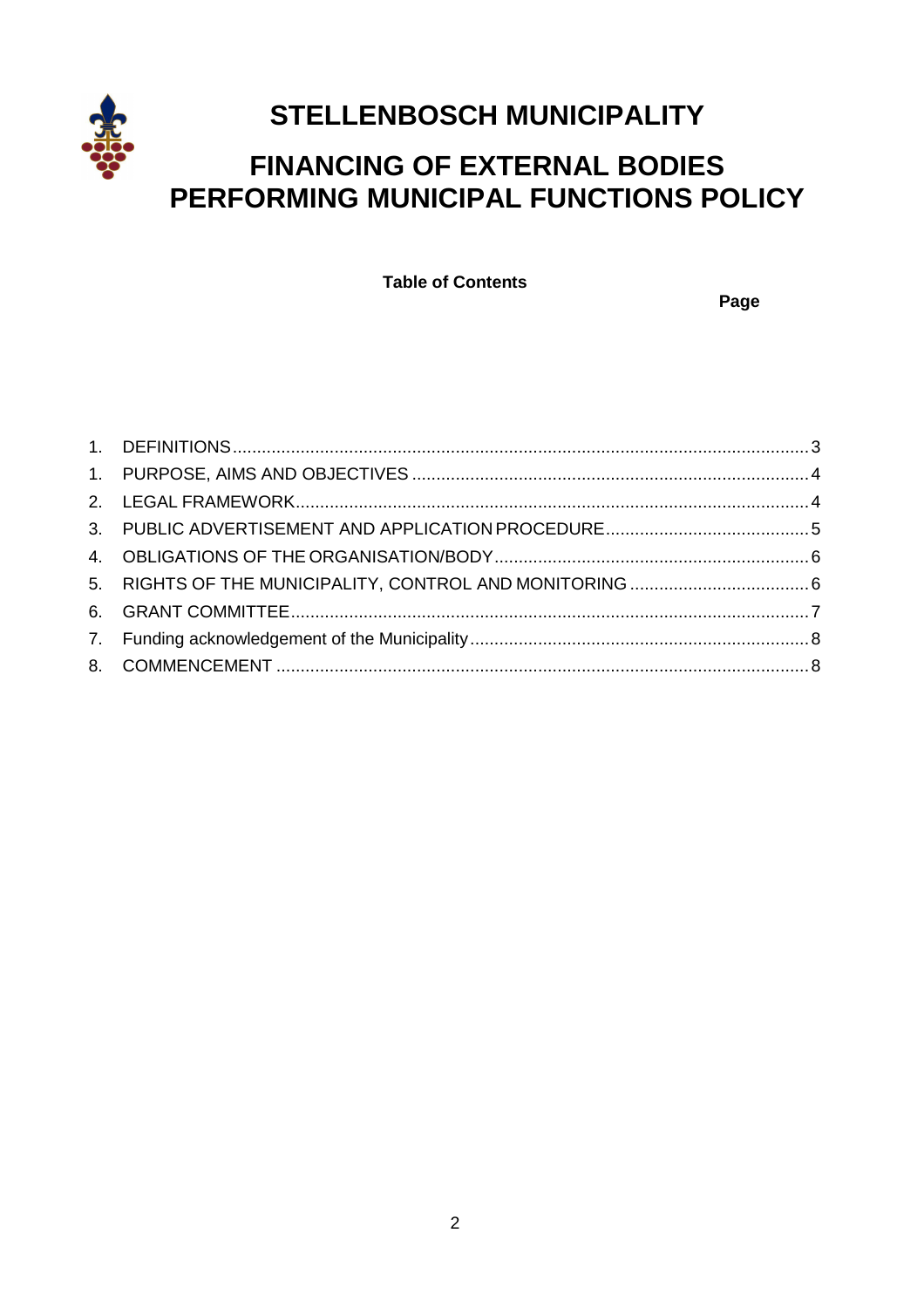# STELLENBOSCH MUNICIPALITY

# FINANCING OF EXTERNAL BODIES PERFORMING MUNICIPAL FUNCTIONS POLICY

**Table of Contents**

**Page**

| | | |
|---|---|---|
| 1. | DEFINITIONS | 3 |
| 1. | PURPOSE, AIMS AND OBJECTIVES | 4 |
| 2. | LEGAL FRAMEWORK | 4 |
| 3. | PUBLIC ADVERTISEMENT AND APPLICATION PROCEDURE | 5 |
| 4. | OBLIGATIONS OF THE ORGANISATION/BODY | 6 |
| 5. | RIGHTS OF THE MUNICIPALITY, CONTROL AND MONITORING | 6 |
| 6. | GRANT COMMITTEE | 7 |
| 7. | Funding acknowledgement of the Municipality | 8 |
| 8. | COMMENCEMENT | 8 |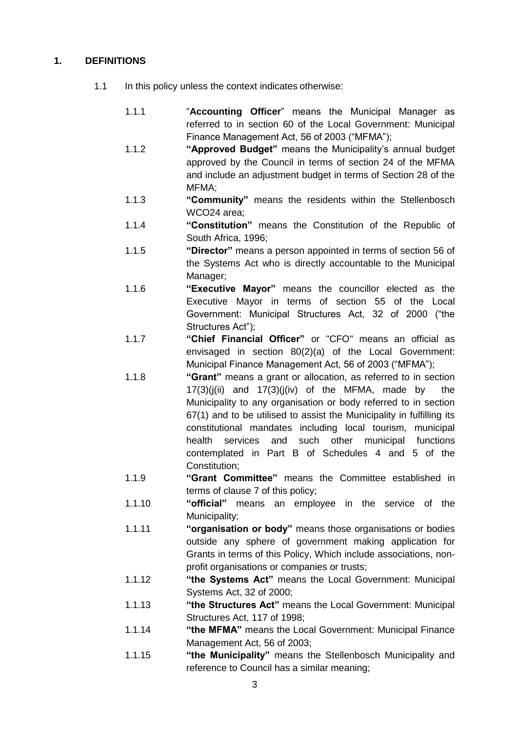## 1. DEFINITIONS

1.1 In this policy unless the context indicates otherwise:

1.1.1 "**Accounting Officer**" means the Municipal Manager as referred to in section 60 of the Local Government: Municipal Finance Management Act, 56 of 2003 ("MFMA");

1.1.2 **"Approved Budget"** means the Municipality's annual budget approved by the Council in terms of section 24 of the MFMA and include an adjustment budget in terms of Section 28 of the MFMA;

1.1.3 **"Community"** means the residents within the Stellenbosch WCO24 area;

1.1.4 **"Constitution"** means the Constitution of the Republic of South Africa, 1996;

1.1.5 **"Director"** means a person appointed in terms of section 56 of the Systems Act who is directly accountable to the Municipal Manager;

1.1.6 **"Executive Mayor"** means the councillor elected as the Executive Mayor in terms of section 55 of the Local Government: Municipal Structures Act, 32 of 2000 ("the Structures Act");

1.1.7 **"Chief Financial Officer"** or "CFO" means an official as envisaged in section 80(2)(a) of the Local Government: Municipal Finance Management Act, 56 of 2003 ("MFMA");

1.1.8 **"Grant"** means a grant or allocation, as referred to in section 17(3)(j(ii) and 17(3)(j(iv) of the MFMA, made by the Municipality to any organisation or body referred to in section 67(1) and to be utilised to assist the Municipality in fulfilling its constitutional mandates including local tourism, municipal health services and such other municipal functions contemplated in Part B of Schedules 4 and 5 of the Constitution;

1.1.9 **"Grant Committee"** means the Committee established in terms of clause 7 of this policy;

1.1.10 **"official"** means an employee in the service of the Municipality;

1.1.11 **"organisation or body"** means those organisations or bodies outside any sphere of government making application for Grants in terms of this Policy, Which include associations, non-profit organisations or companies or trusts;

1.1.12 **"the Systems Act"** means the Local Government: Municipal Systems Act, 32 of 2000;

1.1.13 **"the Structures Act"** means the Local Government: Municipal Structures Act, 117 of 1998;

1.1.14 **"the MFMA"** means the Local Government: Municipal Finance Management Act, 56 of 2003;

1.1.15 **"the Municipality"** means the Stellenbosch Municipality and reference to Council has a similar meaning;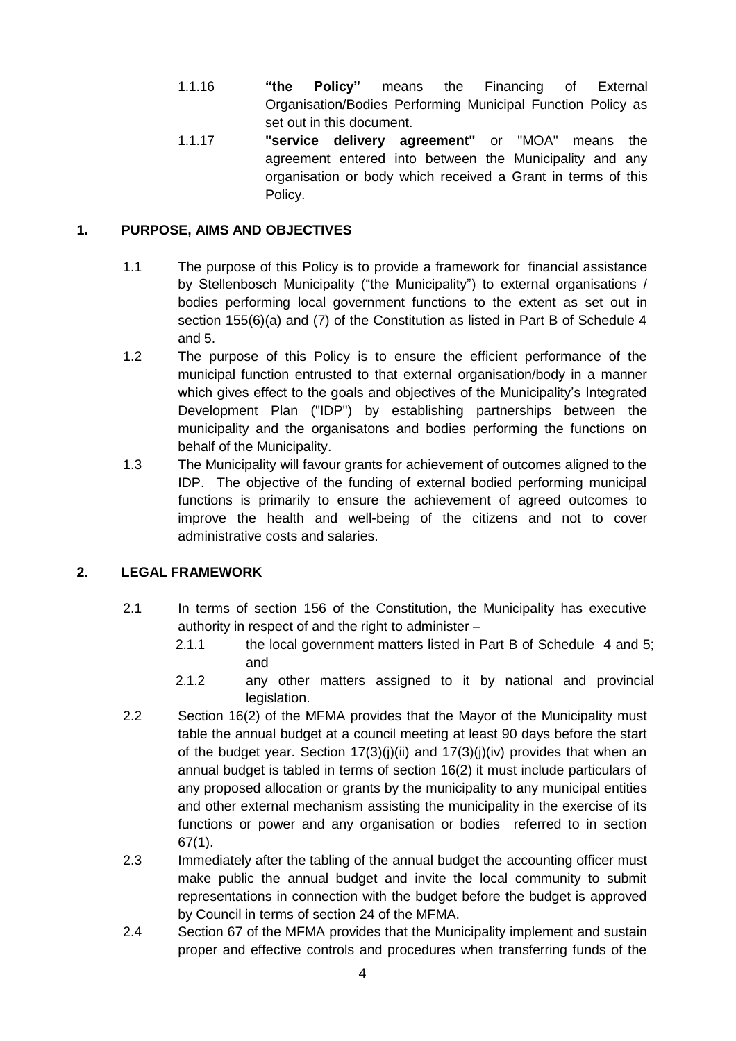1.1.16 **"the Policy"** means the Financing of External Organisation/Bodies Performing Municipal Function Policy as set out in this document.

1.1.17 **"service delivery agreement"** or "MOA" means the agreement entered into between the Municipality and any organisation or body which received a Grant in terms of this Policy.

## 1. PURPOSE, AIMS AND OBJECTIVES

1.1 The purpose of this Policy is to provide a framework for financial assistance by Stellenbosch Municipality ("the Municipality") to external organisations / bodies performing local government functions to the extent as set out in section 155(6)(a) and (7) of the Constitution as listed in Part B of Schedule 4 and 5.

1.2 The purpose of this Policy is to ensure the efficient performance of the municipal function entrusted to that external organisation/body in a manner which gives effect to the goals and objectives of the Municipality's Integrated Development Plan ("IDP") by establishing partnerships between the municipality and the organisatons and bodies performing the functions on behalf of the Municipality.

1.3 The Municipality will favour grants for achievement of outcomes aligned to the IDP. The objective of the funding of external bodied performing municipal functions is primarily to ensure the achievement of agreed outcomes to improve the health and well-being of the citizens and not to cover administrative costs and salaries.

## 2. LEGAL FRAMEWORK

2.1 In terms of section 156 of the Constitution, the Municipality has executive authority in respect of and the right to administer –

2.1.1 the local government matters listed in Part B of Schedule 4 and 5; and

2.1.2 any other matters assigned to it by national and provincial legislation.

2.2 Section 16(2) of the MFMA provides that the Mayor of the Municipality must table the annual budget at a council meeting at least 90 days before the start of the budget year. Section 17(3)(j)(ii) and 17(3)(j)(iv) provides that when an annual budget is tabled in terms of section 16(2) it must include particulars of any proposed allocation or grants by the municipality to any municipal entities and other external mechanism assisting the municipality in the exercise of its functions or power and any organisation or bodies referred to in section 67(1).

2.3 Immediately after the tabling of the annual budget the accounting officer must make public the annual budget and invite the local community to submit representations in connection with the budget before the budget is approved by Council in terms of section 24 of the MFMA.

2.4 Section 67 of the MFMA provides that the Municipality implement and sustain proper and effective controls and procedures when transferring funds of the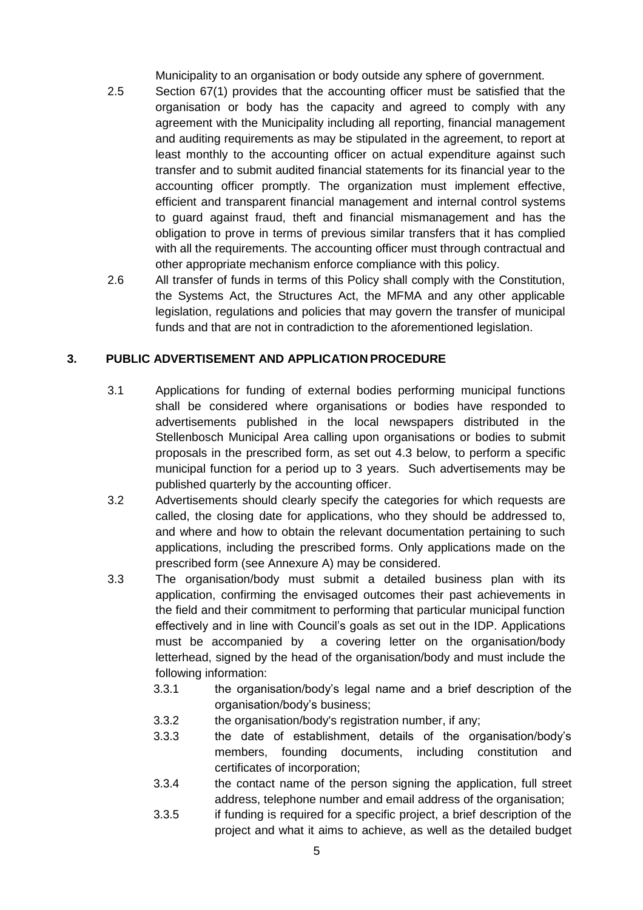Municipality to an organisation or body outside any sphere of government.

2.5 Section 67(1) provides that the accounting officer must be satisfied that the organisation or body has the capacity and agreed to comply with any agreement with the Municipality including all reporting, financial management and auditing requirements as may be stipulated in the agreement, to report at least monthly to the accounting officer on actual expenditure against such transfer and to submit audited financial statements for its financial year to the accounting officer promptly. The organization must implement effective, efficient and transparent financial management and internal control systems to guard against fraud, theft and financial mismanagement and has the obligation to prove in terms of previous similar transfers that it has complied with all the requirements. The accounting officer must through contractual and other appropriate mechanism enforce compliance with this policy.

2.6 All transfer of funds in terms of this Policy shall comply with the Constitution, the Systems Act, the Structures Act, the MFMA and any other applicable legislation, regulations and policies that may govern the transfer of municipal funds and that are not in contradiction to the aforementioned legislation.

## 3. PUBLIC ADVERTISEMENT AND APPLICATION PROCEDURE

3.1 Applications for funding of external bodies performing municipal functions shall be considered where organisations or bodies have responded to advertisements published in the local newspapers distributed in the Stellenbosch Municipal Area calling upon organisations or bodies to submit proposals in the prescribed form, as set out 4.3 below, to perform a specific municipal function for a period up to 3 years. Such advertisements may be published quarterly by the accounting officer.

3.2 Advertisements should clearly specify the categories for which requests are called, the closing date for applications, who they should be addressed to, and where and how to obtain the relevant documentation pertaining to such applications, including the prescribed forms. Only applications made on the prescribed form (see Annexure A) may be considered.

3.3 The organisation/body must submit a detailed business plan with its application, confirming the envisaged outcomes their past achievements in the field and their commitment to performing that particular municipal function effectively and in line with Council's goals as set out in the IDP. Applications must be accompanied by a covering letter on the organisation/body letterhead, signed by the head of the organisation/body and must include the following information:

3.3.1 the organisation/body's legal name and a brief description of the organisation/body's business;

3.3.2 the organisation/body's registration number, if any;

3.3.3 the date of establishment, details of the organisation/body's members, founding documents, including constitution and certificates of incorporation;

3.3.4 the contact name of the person signing the application, full street address, telephone number and email address of the organisation;

3.3.5 if funding is required for a specific project, a brief description of the project and what it aims to achieve, as well as the detailed budget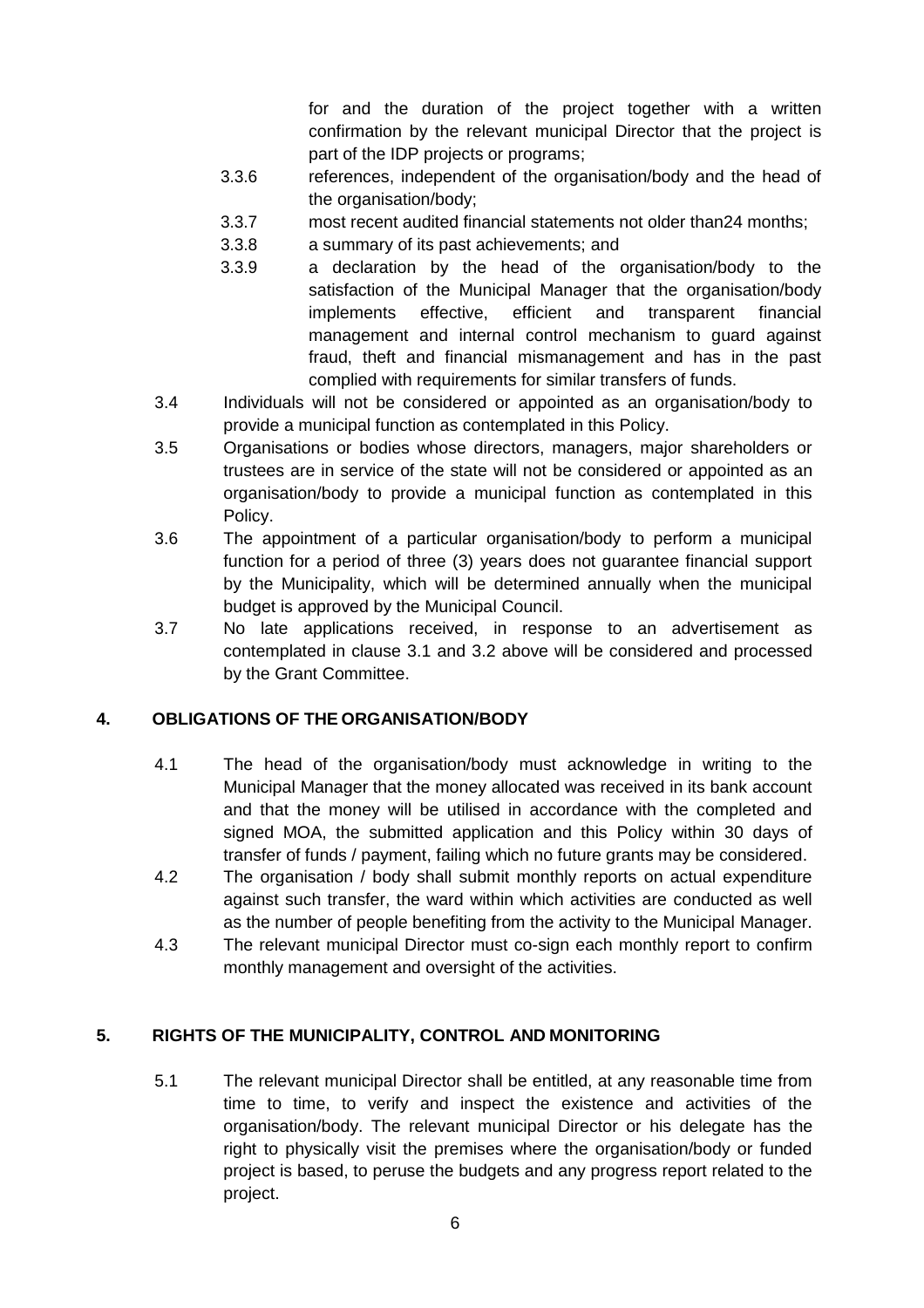for and the duration of the project together with a written confirmation by the relevant municipal Director that the project is part of the IDP projects or programs;

3.3.6 references, independent of the organisation/body and the head of the organisation/body;

3.3.7 most recent audited financial statements not older than24 months;

3.3.8 a summary of its past achievements; and

3.3.9 a declaration by the head of the organisation/body to the satisfaction of the Municipal Manager that the organisation/body implements effective, efficient and transparent financial management and internal control mechanism to guard against fraud, theft and financial mismanagement and has in the past complied with requirements for similar transfers of funds.

3.4 Individuals will not be considered or appointed as an organisation/body to provide a municipal function as contemplated in this Policy.

3.5 Organisations or bodies whose directors, managers, major shareholders or trustees are in service of the state will not be considered or appointed as an organisation/body to provide a municipal function as contemplated in this Policy.

3.6 The appointment of a particular organisation/body to perform a municipal function for a period of three (3) years does not guarantee financial support by the Municipality, which will be determined annually when the municipal budget is approved by the Municipal Council.

3.7 No late applications received, in response to an advertisement as contemplated in clause 3.1 and 3.2 above will be considered and processed by the Grant Committee.

## 4. OBLIGATIONS OF THE ORGANISATION/BODY

4.1 The head of the organisation/body must acknowledge in writing to the Municipal Manager that the money allocated was received in its bank account and that the money will be utilised in accordance with the completed and signed MOA, the submitted application and this Policy within 30 days of transfer of funds / payment, failing which no future grants may be considered.

4.2 The organisation / body shall submit monthly reports on actual expenditure against such transfer, the ward within which activities are conducted as well as the number of people benefiting from the activity to the Municipal Manager.

4.3 The relevant municipal Director must co-sign each monthly report to confirm monthly management and oversight of the activities.

## 5. RIGHTS OF THE MUNICIPALITY, CONTROL AND MONITORING

5.1 The relevant municipal Director shall be entitled, at any reasonable time from time to time, to verify and inspect the existence and activities of the organisation/body. The relevant municipal Director or his delegate has the right to physically visit the premises where the organisation/body or funded project is based, to peruse the budgets and any progress report related to the project.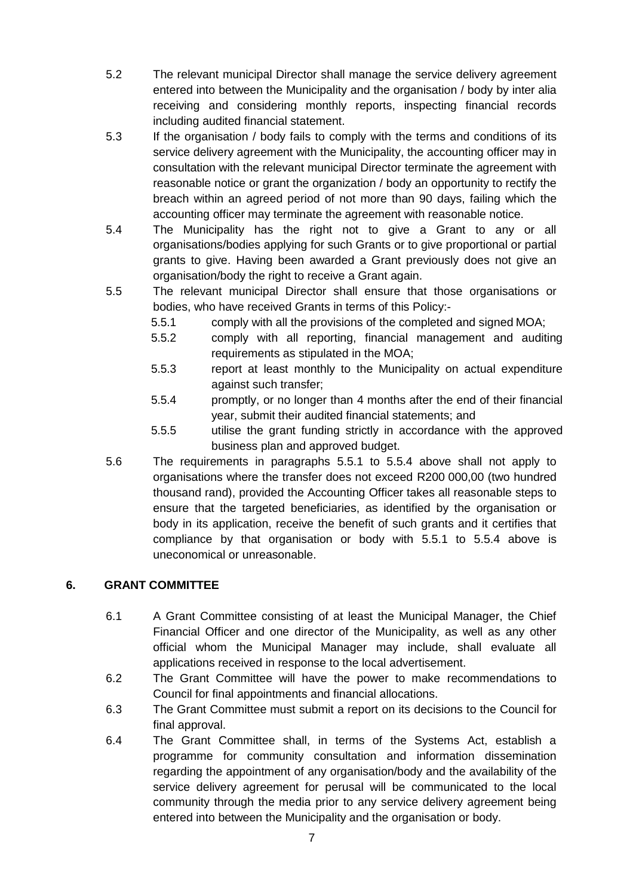5.2 The relevant municipal Director shall manage the service delivery agreement entered into between the Municipality and the organisation / body by inter alia receiving and considering monthly reports, inspecting financial records including audited financial statement.

5.3 If the organisation / body fails to comply with the terms and conditions of its service delivery agreement with the Municipality, the accounting officer may in consultation with the relevant municipal Director terminate the agreement with reasonable notice or grant the organization / body an opportunity to rectify the breach within an agreed period of not more than 90 days, failing which the accounting officer may terminate the agreement with reasonable notice.

5.4 The Municipality has the right not to give a Grant to any or all organisations/bodies applying for such Grants or to give proportional or partial grants to give. Having been awarded a Grant previously does not give an organisation/body the right to receive a Grant again.

5.5 The relevant municipal Director shall ensure that those organisations or bodies, who have received Grants in terms of this Policy:-

   5.5.1 comply with all the provisions of the completed and signed MOA;

   5.5.2 comply with all reporting, financial management and auditing requirements as stipulated in the MOA;

   5.5.3 report at least monthly to the Municipality on actual expenditure against such transfer;

   5.5.4 promptly, or no longer than 4 months after the end of their financial year, submit their audited financial statements; and

   5.5.5 utilise the grant funding strictly in accordance with the approved business plan and approved budget.

5.6 The requirements in paragraphs 5.5.1 to 5.5.4 above shall not apply to organisations where the transfer does not exceed R200 000,00 (two hundred thousand rand), provided the Accounting Officer takes all reasonable steps to ensure that the targeted beneficiaries, as identified by the organisation or body in its application, receive the benefit of such grants and it certifies that compliance by that organisation or body with 5.5.1 to 5.5.4 above is uneconomical or unreasonable.

## 6. GRANT COMMITTEE

6.1 A Grant Committee consisting of at least the Municipal Manager, the Chief Financial Officer and one director of the Municipality, as well as any other official whom the Municipal Manager may include, shall evaluate all applications received in response to the local advertisement.

6.2 The Grant Committee will have the power to make recommendations to Council for final appointments and financial allocations.

6.3 The Grant Committee must submit a report on its decisions to the Council for final approval.

6.4 The Grant Committee shall, in terms of the Systems Act, establish a programme for community consultation and information dissemination regarding the appointment of any organisation/body and the availability of the service delivery agreement for perusal will be communicated to the local community through the media prior to any service delivery agreement being entered into between the Municipality and the organisation or body.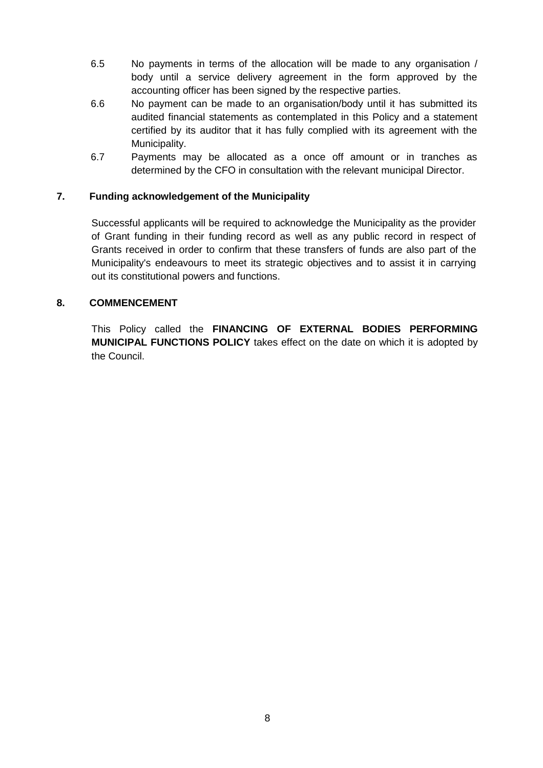6.5 No payments in terms of the allocation will be made to any organisation / body until a service delivery agreement in the form approved by the accounting officer has been signed by the respective parties.

6.6 No payment can be made to an organisation/body until it has submitted its audited financial statements as contemplated in this Policy and a statement certified by its auditor that it has fully complied with its agreement with the Municipality.

6.7 Payments may be allocated as a once off amount or in tranches as determined by the CFO in consultation with the relevant municipal Director.

## 7. Funding acknowledgement of the Municipality

Successful applicants will be required to acknowledge the Municipality as the provider of Grant funding in their funding record as well as any public record in respect of Grants received in order to confirm that these transfers of funds are also part of the Municipality's endeavours to meet its strategic objectives and to assist it in carrying out its constitutional powers and functions.

## 8. COMMENCEMENT

This Policy called the **FINANCING OF EXTERNAL BODIES PERFORMING MUNICIPAL FUNCTIONS POLICY** takes effect on the date on which it is adopted by the Council.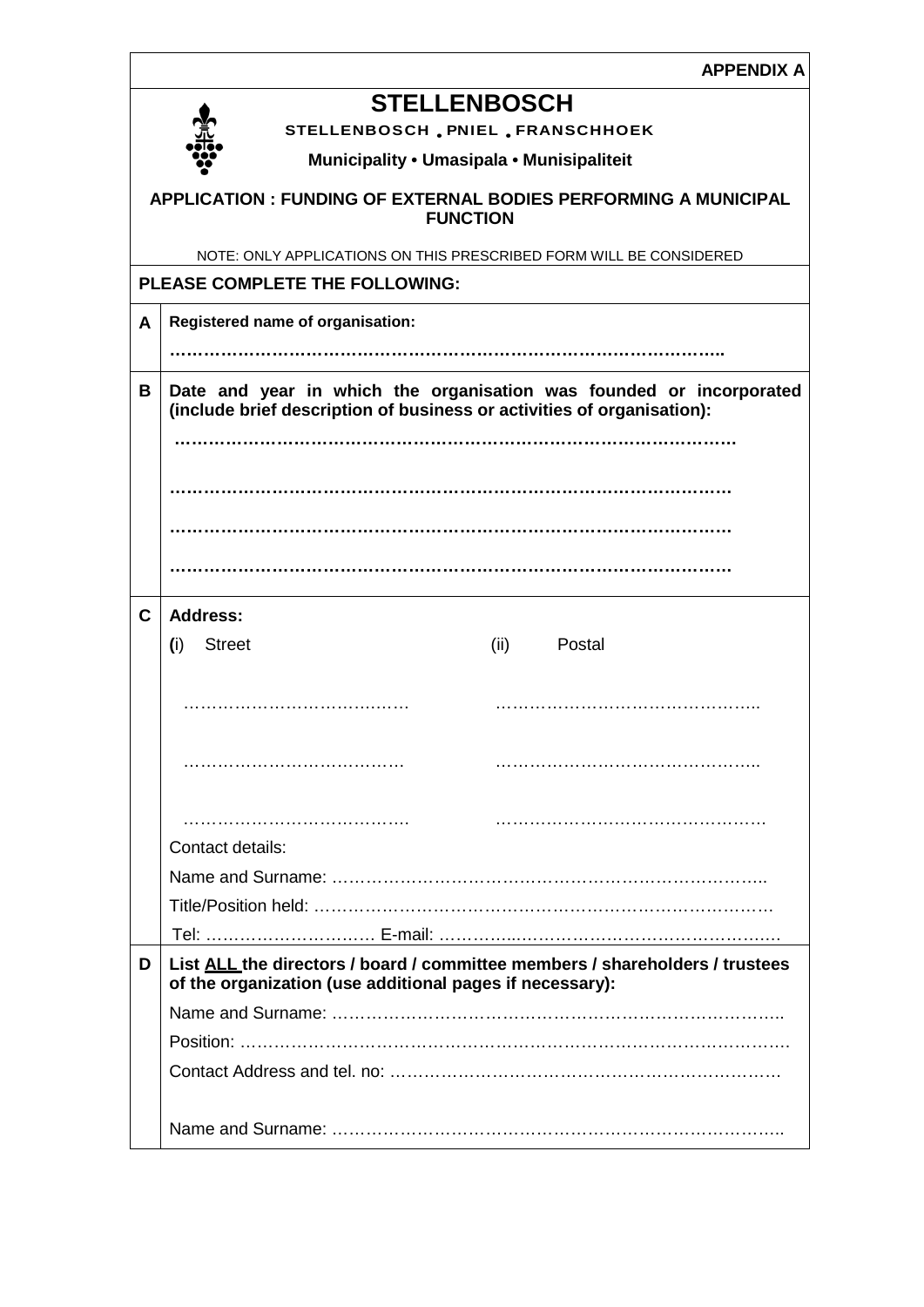**APPENDIX A**

# STELLENBOSCH

**STELLENBOSCH • PNIEL • FRANSCHHOEK**

**Municipality • Umasipala • Munisipaliteit**

## APPLICATION : FUNDING OF EXTERNAL BODIES PERFORMING A MUNICIPAL FUNCTION

NOTE: ONLY APPLICATIONS ON THIS PRESCRIBED FORM WILL BE CONSIDERED

**PLEASE COMPLETE THE FOLLOWING:**

**A** **Registered name of organisation:**

……………………………………………………………………………………..

**B** **Date and year in which the organisation was founded or incorporated (include brief description of business or activities of organisation):**

……………………………………………………………………………………

……………………………………………………………………………………

……………………………………………………………………………………

……………………………………………………………………………………

**C** **Address:**

| (i) Street | (ii) Postal |
|---|---|
| ………………………………… | ……………………………………….. |
| ………………………………… | ……………………………………….. |
| ………………………………… | ………………………………………. |

Contact details:

Name and Surname: ………………………………………………………………….

Title/Position held: …………………………………………………………………….

Tel: ………………………… E-mail: ……………………………………………………

**D** **List ALL the directors / board / committee members / shareholders / trustees of the organization (use additional pages if necessary):**

Name and Surname: ………………………………………………………………….

Position: ……………………………………………………………………………….

Contact Address and tel. no: …………………………………………………………

Name and Surname: ………………………………………………………………….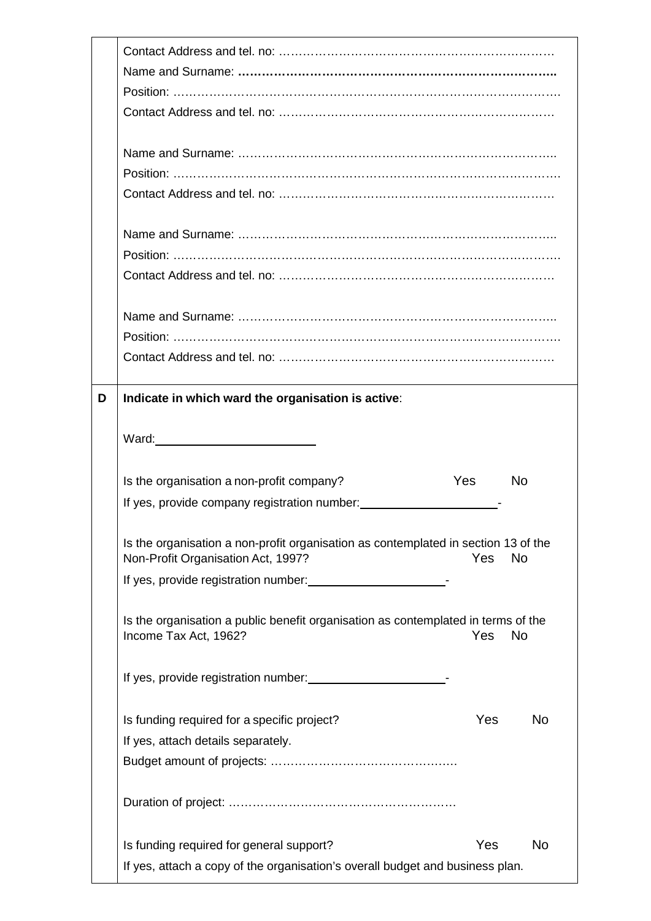| | |
|---|---|
| | Contact Address and tel. no: ……………………………………………………………<br>Name and Surname: **……………………………………………………………………..**<br>Position: ……………………………………………………………………………………….<br>Contact Address and tel. no: ……………………………………………………………<br><br>Name and Surname: ……………………………………………………………………..<br>Position: ……………………………………………………………………………………….<br>Contact Address and tel. no: ……………………………………………………………<br><br>Name and Surname: ……………………………………………………………………..<br>Position: ……………………………………………………………………………………….<br>Contact Address and tel. no: ……………………………………………………………<br><br>Name and Surname: ……………………………………………………………………..<br>Position: ……………………………………………………………………………………….<br>Contact Address and tel. no: …………………………………………………………… |
| **D** | **Indicate in which ward the organisation is active**:<br><br>Ward:\_\_\_\_\_\_\_\_\_\_\_\_\_\_\_\_\_\_\_\_\_\_\_\_<br><br>Is the organisation a non-profit company? Yes No<br>If yes, provide company registration number:\_\_\_\_\_\_\_\_\_\_\_\_\_\_\_\_\_\_\_\_-<br><br>Is the organisation a non-profit organisation as contemplated in section 13 of the Non-Profit Organisation Act, 1997? Yes No<br>If yes, provide registration number:\_\_\_\_\_\_\_\_\_\_\_\_\_\_\_\_\_\_\_\_-<br><br>Is the organisation a public benefit organisation as contemplated in terms of the Income Tax Act, 1962? Yes No<br><br>If yes, provide registration number:\_\_\_\_\_\_\_\_\_\_\_\_\_\_\_\_\_\_\_\_-<br><br>Is funding required for a specific project? Yes No<br>If yes, attach details separately.<br>Budget amount of projects: ……………………………………….<br><br>Duration of project: ………………………………………………….<br><br>Is funding required for general support? Yes No<br>If yes, attach a copy of the organisation's overall budget and business plan. |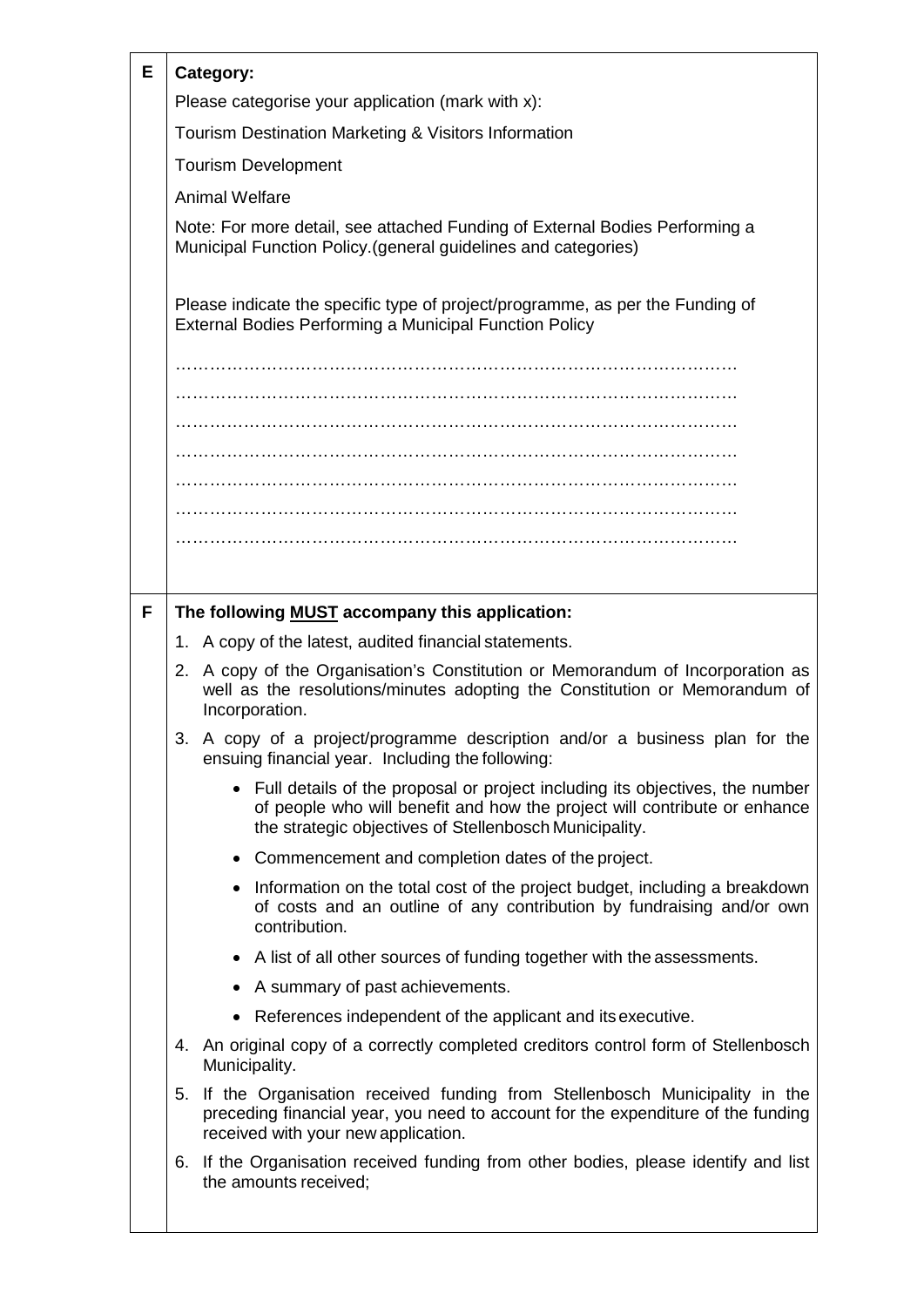| | |
|---|---|
| **E** | **Category:**<br><br>Please categorise your application (mark with x):<br><br>Tourism Destination Marketing & Visitors Information<br><br>Tourism Development<br><br>Animal Welfare<br><br>Note: For more detail, see attached Funding of External Bodies Performing a Municipal Function Policy.(general guidelines and categories)<br><br>Please indicate the specific type of project/programme, as per the Funding of External Bodies Performing a Municipal Function Policy<br><br>…………………………………………………………………………………………<br>…………………………………………………………………………………………<br>…………………………………………………………………………………………<br>…………………………………………………………………………………………<br>…………………………………………………………………………………………<br>…………………………………………………………………………………………<br>………………………………………………………………………………………… |
| **F** | **The following <u>MUST</u> accompany this application:**<br><br>1. A copy of the latest, audited financial statements.<br>2. A copy of the Organisation's Constitution or Memorandum of Incorporation as well as the resolutions/minutes adopting the Constitution or Memorandum of Incorporation.<br>3. A copy of a project/programme description and/or a business plan for the ensuing financial year. Including the following:<br>• Full details of the proposal or project including its objectives, the number of people who will benefit and how the project will contribute or enhance the strategic objectives of Stellenbosch Municipality.<br>• Commencement and completion dates of the project.<br>• Information on the total cost of the project budget, including a breakdown of costs and an outline of any contribution by fundraising and/or own contribution.<br>• A list of all other sources of funding together with the assessments.<br>• A summary of past achievements.<br>• References independent of the applicant and its executive.<br>4. An original copy of a correctly completed creditors control form of Stellenbosch Municipality.<br>5. If the Organisation received funding from Stellenbosch Municipality in the preceding financial year, you need to account for the expenditure of the funding received with your new application.<br>6. If the Organisation received funding from other bodies, please identify and list the amounts received; |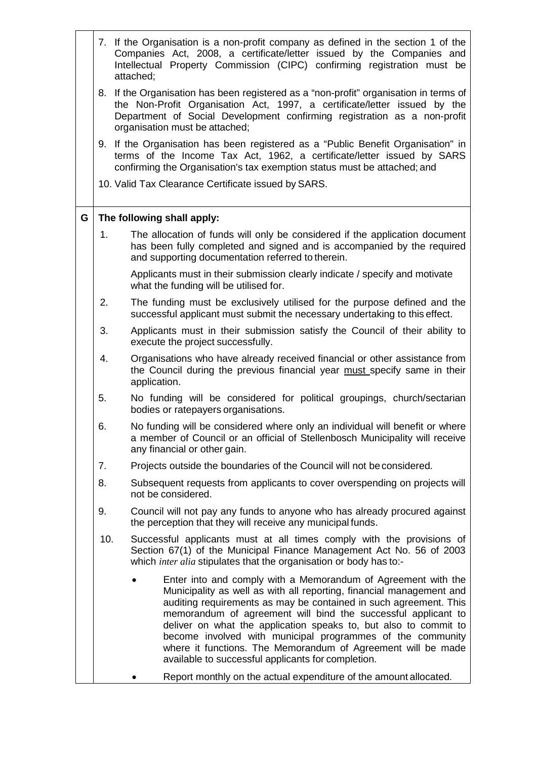7. If the Organisation is a non-profit company as defined in the section 1 of the Companies Act, 2008, a certificate/letter issued by the Companies and Intellectual Property Commission (CIPC) confirming registration must be attached;
8. If the Organisation has been registered as a "non-profit" organisation in terms of the Non-Profit Organisation Act, 1997, a certificate/letter issued by the Department of Social Development confirming registration as a non-profit organisation must be attached;
9. If the Organisation has been registered as a "Public Benefit Organisation" in terms of the Income Tax Act, 1962, a certificate/letter issued by SARS confirming the Organisation's tax exemption status must be attached; and
10. Valid Tax Clearance Certificate issued by SARS.

**G The following shall apply:**

1. The allocation of funds will only be considered if the application document has been fully completed and signed and is accompanied by the required and supporting documentation referred to therein.

   Applicants must in their submission clearly indicate / specify and motivate what the funding will be utilised for.
2. The funding must be exclusively utilised for the purpose defined and the successful applicant must submit the necessary undertaking to this effect.
3. Applicants must in their submission satisfy the Council of their ability to execute the project successfully.
4. Organisations who have already received financial or other assistance from the Council during the previous financial year must specify same in their application.
5. No funding will be considered for political groupings, church/sectarian bodies or ratepayers organisations.
6. No funding will be considered where only an individual will benefit or where a member of Council or an official of Stellenbosch Municipality will receive any financial or other gain.
7. Projects outside the boundaries of the Council will not be considered.
8. Subsequent requests from applicants to cover overspending on projects will not be considered.
9. Council will not pay any funds to anyone who has already procured against the perception that they will receive any municipal funds.
10. Successful applicants must at all times comply with the provisions of Section 67(1) of the Municipal Finance Management Act No. 56 of 2003 which *inter alia* stipulates that the organisation or body has to:-
    - Enter into and comply with a Memorandum of Agreement with the Municipality as well as with all reporting, financial management and auditing requirements as may be contained in such agreement. This memorandum of agreement will bind the successful applicant to deliver on what the application speaks to, but also to commit to become involved with municipal programmes of the community where it functions. The Memorandum of Agreement will be made available to successful applicants for completion.
    - Report monthly on the actual expenditure of the amount allocated.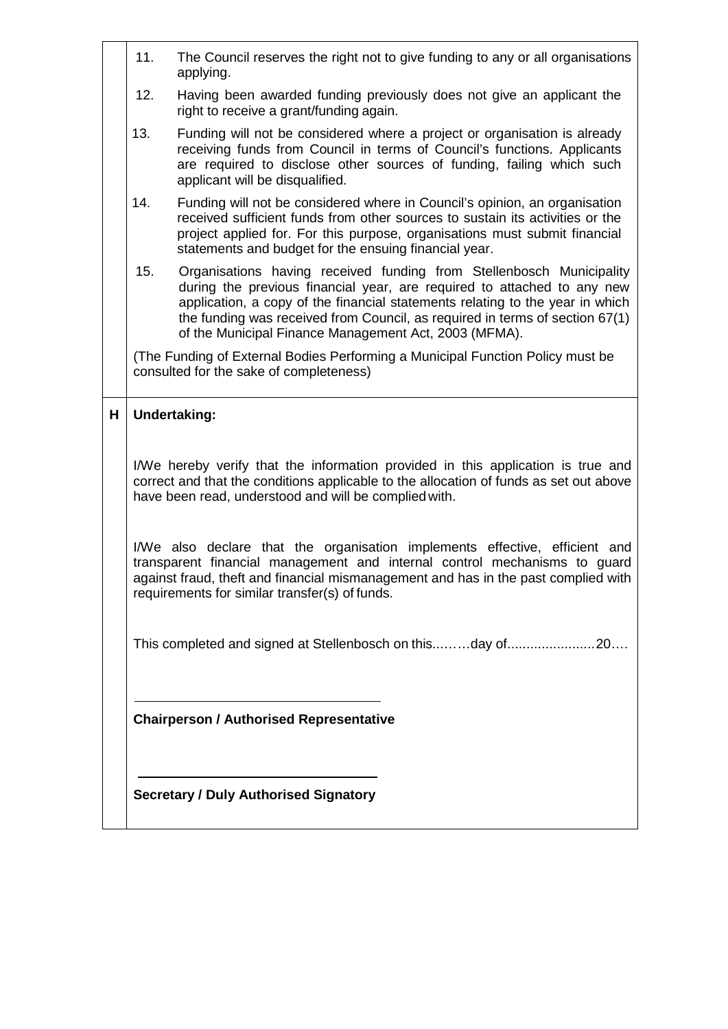11. The Council reserves the right not to give funding to any or all organisations applying.
12. Having been awarded funding previously does not give an applicant the right to receive a grant/funding again.
13. Funding will not be considered where a project or organisation is already receiving funds from Council in terms of Council's functions. Applicants are required to disclose other sources of funding, failing which such applicant will be disqualified.
14. Funding will not be considered where in Council's opinion, an organisation received sufficient funds from other sources to sustain its activities or the project applied for. For this purpose, organisations must submit financial statements and budget for the ensuing financial year.
15. Organisations having received funding from Stellenbosch Municipality during the previous financial year, are required to attached to any new application, a copy of the financial statements relating to the year in which the funding was received from Council, as required in terms of section 67(1) of the Municipal Finance Management Act, 2003 (MFMA).

(The Funding of External Bodies Performing a Municipal Function Policy must be consulted for the sake of completeness)

## H Undertaking:

I/We hereby verify that the information provided in this application is true and correct and that the conditions applicable to the allocation of funds as set out above have been read, understood and will be complied with.

I/We also declare that the organisation implements effective, efficient and transparent financial management and internal control mechanisms to guard against fraud, theft and financial mismanagement and has in the past complied with requirements for similar transfer(s) of funds.

This completed and signed at Stellenbosch on this..……day of......................20….

\_\_\_\_\_\_\_\_\_\_\_\_\_\_\_\_\_\_\_\_\_\_\_\_\_\_\_\_\_\_\_\_\_\_\_\_

**Chairperson / Authorised Representative**

\_\_\_\_\_\_\_\_\_\_\_\_\_\_\_\_\_\_\_\_\_\_\_\_\_\_\_\_\_\_\_\_\_\_\_\_

**Secretary / Duly Authorised Signatory**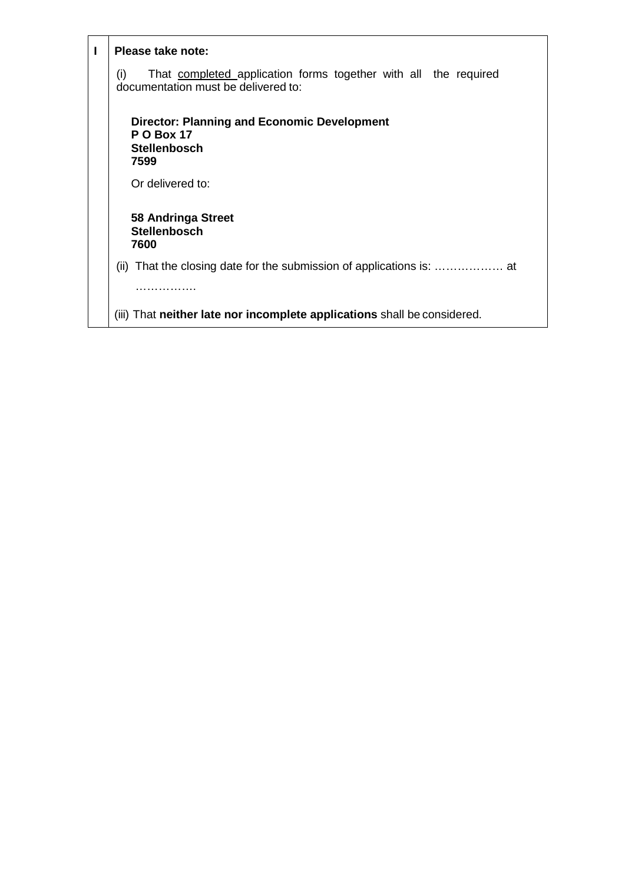| | |
|---|---|
| **I** | **Please take note:**<br><br>(i) That <u>completed</u> application forms together with all the required documentation must be delivered to:<br><br>**Director: Planning and Economic Development**<br>**P O Box 17**<br>**Stellenbosch**<br>**7599**<br><br>Or delivered to:<br><br>**58 Andringa Street**<br>**Stellenbosch**<br>**7600**<br><br>(ii) That the closing date for the submission of applications is: ……………… at …………….<br><br>(iii) That **neither late nor incomplete applications** shall be considered. |